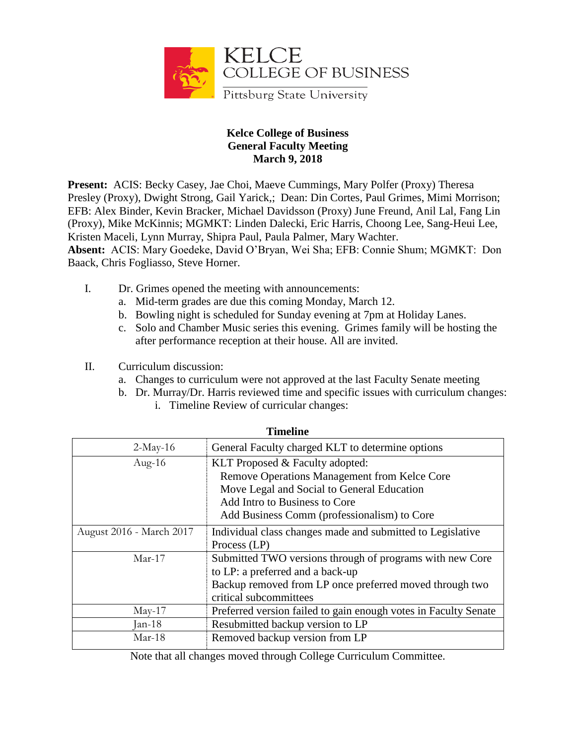KELCE
COLLEGE OF BUSINESS
Pittsburg State University

**Kelce College of Business**
**General Faculty Meeting**
**March 9, 2018**

**Present:** ACIS: Becky Casey, Jae Choi, Maeve Cummings, Mary Polfer (Proxy) Theresa Presley (Proxy), Dwight Strong, Gail Yarick,; Dean: Din Cortes, Paul Grimes, Mimi Morrison; EFB: Alex Binder, Kevin Bracker, Michael Davidsson (Proxy) June Freund, Anil Lal, Fang Lin (Proxy), Mike McKinnis; MGMKT: Linden Dalecki, Eric Harris, Choong Lee, Sang-Heui Lee, Kristen Maceli, Lynn Murray, Shipra Paul, Paula Palmer, Mary Wachter.
**Absent:** ACIS: Mary Goedeke, David O'Bryan, Wei Sha; EFB: Connie Shum; MGMKT: Don Baack, Chris Fogliasso, Steve Horner.

I. Dr. Grimes opened the meeting with announcements:
   a. Mid-term grades are due this coming Monday, March 12.
   b. Bowling night is scheduled for Sunday evening at 7pm at Holiday Lanes.
   c. Solo and Chamber Music series this evening. Grimes family will be hosting the after performance reception at their house. All are invited.

II. Curriculum discussion:
   a. Changes to curriculum were not approved at the last Faculty Senate meeting
   b. Dr. Murray/Dr. Harris reviewed time and specific issues with curriculum changes:
      i. Timeline Review of curricular changes:

**Timeline**

| | |
|---|---|
| 2-May-16 | General Faculty charged KLT to determine options |
| Aug-16 | KLT Proposed & Faculty adopted:<br>Remove Operations Management from Kelce Core<br>Move Legal and Social to General Education<br>Add Intro to Business to Core<br>Add Business Comm (professionalism) to Core |
| August 2016 - March 2017 | Individual class changes made and submitted to Legislative Process (LP) |
| Mar-17 | Submitted TWO versions through of programs with new Core to LP: a preferred and a back-up<br>Backup removed from LP once preferred moved through two critical subcommittees |
| May-17 | Preferred version failed to gain enough votes in Faculty Senate |
| Jan-18 | Resubmitted backup version to LP |
| Mar-18 | Removed backup version from LP |

Note that all changes moved through College Curriculum Committee.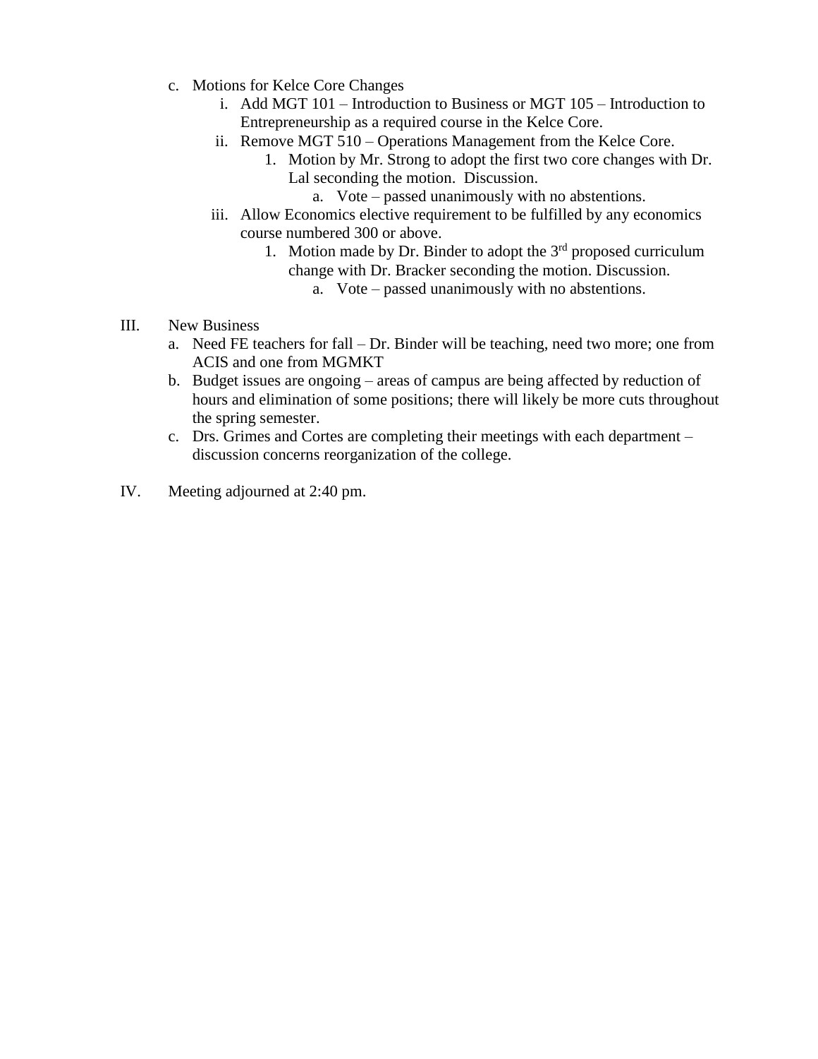c. Motions for Kelce Core Changes
   i. Add MGT 101 – Introduction to Business or MGT 105 – Introduction to Entrepreneurship as a required course in the Kelce Core.
   ii. Remove MGT 510 – Operations Management from the Kelce Core.
      1. Motion by Mr. Strong to adopt the first two core changes with Dr. Lal seconding the motion. Discussion.
         a. Vote – passed unanimously with no abstentions.
   iii. Allow Economics elective requirement to be fulfilled by any economics course numbered 300 or above.
      1. Motion made by Dr. Binder to adopt the 3rd proposed curriculum change with Dr. Bracker seconding the motion. Discussion.
         a. Vote – passed unanimously with no abstentions.

III. New Business
   a. Need FE teachers for fall – Dr. Binder will be teaching, need two more; one from ACIS and one from MGMKT
   b. Budget issues are ongoing – areas of campus are being affected by reduction of hours and elimination of some positions; there will likely be more cuts throughout the spring semester.
   c. Drs. Grimes and Cortes are completing their meetings with each department – discussion concerns reorganization of the college.

IV. Meeting adjourned at 2:40 pm.